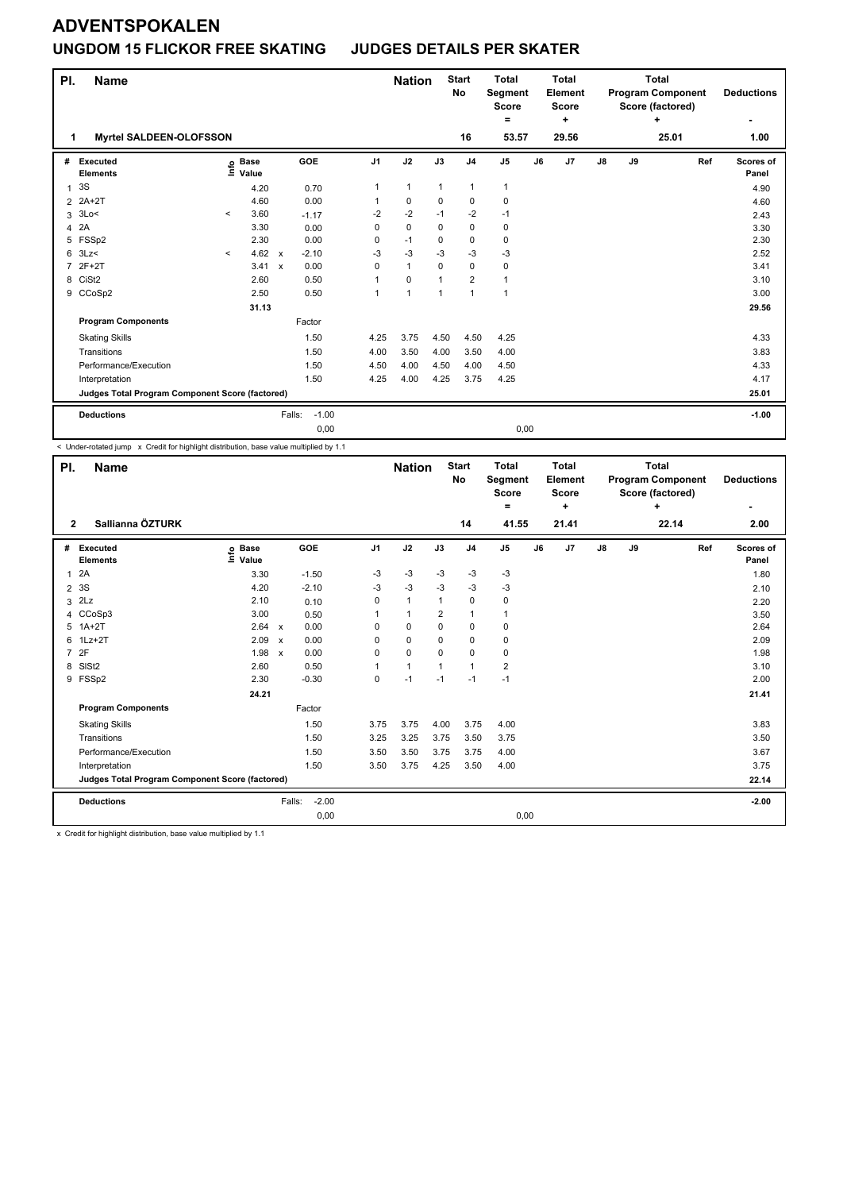# ADVENTSPOKALEN

## UNGDOM 15 FLICKOR FREE SKATING JUDGES DETAILS PER SKATER

| Pl. | Name | Nation | Start No | Total Segment Score = | Total Element Score + | Total Program Component Score (factored) + | Deductions - |
|---|---|---|---|---|---|---|---|
| 1 | Myrtel SALDEEN-OLOFSSON | | 16 | 53.57 | 29.56 | 25.01 | 1.00 |

| # | Executed Elements | Info | Base Value | | GOE | J1 | J2 | J3 | J4 | J5 | J6 | J7 | J8 | J9 | Ref | Scores of Panel |
|---|---|---|---|---|---|---|---|---|---|---|---|---|---|---|---|---|
| 1 | 3S | | 4.20 | | 0.70 | 1 | 1 | 1 | 1 | 1 | | | | | | 4.90 |
| 2 | 2A+2T | | 4.60 | | 0.00 | 1 | 0 | 0 | 0 | 0 | | | | | | 4.60 |
| 3 | 3Lo< | < | 3.60 | | -1.17 | -2 | -2 | -1 | -2 | -1 | | | | | | 2.43 |
| 4 | 2A | | 3.30 | | 0.00 | 0 | 0 | 0 | 0 | 0 | | | | | | 3.30 |
| 5 | FSSp2 | | 2.30 | | 0.00 | 0 | -1 | 0 | 0 | 0 | | | | | | 2.30 |
| 6 | 3Lz< | < | 4.62 | x | -2.10 | -3 | -3 | -3 | -3 | -3 | | | | | | 2.52 |
| 7 | 2F+2T | | 3.41 | x | 0.00 | 0 | 1 | 0 | 0 | 0 | | | | | | 3.41 |
| 8 | CiSt2 | | 2.60 | | 0.50 | 1 | 0 | 1 | 2 | 1 | | | | | | 3.10 |
| 9 | CCoSp2 | | 2.50 | | 0.50 | 1 | 1 | 1 | 1 | 1 | | | | | | 3.00 |
| | | | 31.13 | | | | | | | | | | | | | 29.56 |
| | **Program Components** | | | | Factor | | | | | | | | | | | |
| | Skating Skills | | | | 1.50 | 4.25 | 3.75 | 4.50 | 4.50 | 4.25 | | | | | | 4.33 |
| | Transitions | | | | 1.50 | 4.00 | 3.50 | 4.00 | 3.50 | 4.00 | | | | | | 3.83 |
| | Performance/Execution | | | | 1.50 | 4.50 | 4.00 | 4.50 | 4.00 | 4.50 | | | | | | 4.33 |
| | Interpretation | | | | 1.50 | 4.25 | 4.00 | 4.25 | 3.75 | 4.25 | | | | | | 4.17 |
| | **Judges Total Program Component Score (factored)** | | | | | | | | | | | | | | | 25.01 |
| | **Deductions** | | | Falls: | -1.00 | | | | | | | | | | | -1.00 |
| | | | | | 0,00 | | | | | 0,00 | | | | | | |

< Under-rotated jump x Credit for highlight distribution, base value multiplied by 1.1

| Pl. | Name | Nation | Start No | Total Segment Score = | Total Element Score + | Total Program Component Score (factored) + | Deductions - |
|---|---|---|---|---|---|---|---|
| 2 | Sallianna ÖZTURK | | 14 | 41.55 | 21.41 | 22.14 | 2.00 |

| # | Executed Elements | Info | Base Value | | GOE | J1 | J2 | J3 | J4 | J5 | J6 | J7 | J8 | J9 | Ref | Scores of Panel |
|---|---|---|---|---|---|---|---|---|---|---|---|---|---|---|---|---|
| 1 | 2A | | 3.30 | | -1.50 | -3 | -3 | -3 | -3 | -3 | | | | | | 1.80 |
| 2 | 3S | | 4.20 | | -2.10 | -3 | -3 | -3 | -3 | -3 | | | | | | 2.10 |
| 3 | 2Lz | | 2.10 | | 0.10 | 0 | 1 | 1 | 0 | 0 | | | | | | 2.20 |
| 4 | CCoSp3 | | 3.00 | | 0.50 | 1 | 1 | 2 | 1 | 1 | | | | | | 3.50 |
| 5 | 1A+2T | | 2.64 | x | 0.00 | 0 | 0 | 0 | 0 | 0 | | | | | | 2.64 |
| 6 | 1Lz+2T | | 2.09 | x | 0.00 | 0 | 0 | 0 | 0 | 0 | | | | | | 2.09 |
| 7 | 2F | | 1.98 | x | 0.00 | 0 | 0 | 0 | 0 | 0 | | | | | | 1.98 |
| 8 | SlSt2 | | 2.60 | | 0.50 | 1 | 1 | 1 | 1 | 2 | | | | | | 3.10 |
| 9 | FSSp2 | | 2.30 | | -0.30 | 0 | -1 | -1 | -1 | -1 | | | | | | 2.00 |
| | | | 24.21 | | | | | | | | | | | | | 21.41 |
| | **Program Components** | | | | Factor | | | | | | | | | | | |
| | Skating Skills | | | | 1.50 | 3.75 | 3.75 | 4.00 | 3.75 | 4.00 | | | | | | 3.83 |
| | Transitions | | | | 1.50 | 3.25 | 3.25 | 3.75 | 3.50 | 3.75 | | | | | | 3.50 |
| | Performance/Execution | | | | 1.50 | 3.50 | 3.50 | 3.75 | 3.75 | 4.00 | | | | | | 3.67 |
| | Interpretation | | | | 1.50 | 3.50 | 3.75 | 4.25 | 3.50 | 4.00 | | | | | | 3.75 |
| | **Judges Total Program Component Score (factored)** | | | | | | | | | | | | | | | 22.14 |
| | **Deductions** | | | Falls: | -2.00 | | | | | | | | | | | -2.00 |
| | | | | | 0,00 | | | | | 0,00 | | | | | | |

x Credit for highlight distribution, base value multiplied by 1.1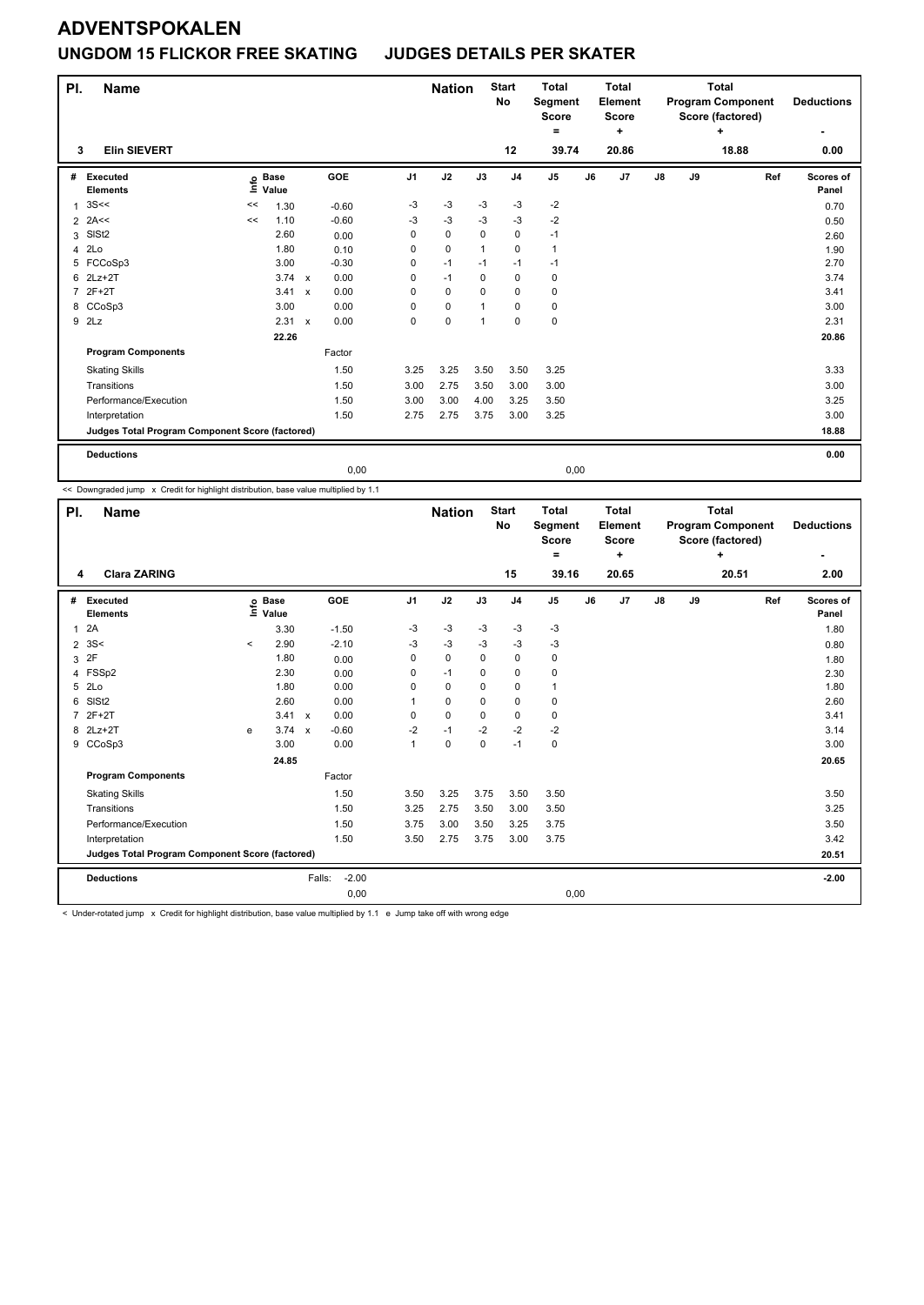# ADVENTSPOKALEN

## UNGDOM 15 FLICKOR FREE SKATING JUDGES DETAILS PER SKATER

| Pl. | Name | Nation | Start No | Total Segment Score = | Total Element Score + | Total Program Component Score (factored) + | Deductions - |
|---|---|---|---|---|---|---|---|
| 3 | Elin SIEVERT | | 12 | 39.74 | 20.86 | 18.88 | 0.00 |

| # | Executed Elements | Info | Base Value | | GOE | J1 | J2 | J3 | J4 | J5 | J6 | J7 | J8 | J9 | Ref | Scores of Panel |
|---|---|---|---|---|---|---|---|---|---|---|---|---|---|---|---|---|
| 1 | 3S<< | << | 1.30 | | -0.60 | -3 | -3 | -3 | -3 | -2 | | | | | | 0.70 |
| 2 | 2A<< | << | 1.10 | | -0.60 | -3 | -3 | -3 | -3 | -2 | | | | | | 0.50 |
| 3 | SlSt2 | | 2.60 | | 0.00 | 0 | 0 | 0 | 0 | -1 | | | | | | 2.60 |
| 4 | 2Lo | | 1.80 | | 0.10 | 0 | 0 | 1 | 0 | 1 | | | | | | 1.90 |
| 5 | FCCoSp3 | | 3.00 | | -0.30 | 0 | -1 | -1 | -1 | -1 | | | | | | 2.70 |
| 6 | 2Lz+2T | | 3.74 | x | 0.00 | 0 | -1 | 0 | 0 | 0 | | | | | | 3.74 |
| 7 | 2F+2T | | 3.41 | x | 0.00 | 0 | 0 | 0 | 0 | 0 | | | | | | 3.41 |
| 8 | CCoSp3 | | 3.00 | | 0.00 | 0 | 0 | 1 | 0 | 0 | | | | | | 3.00 |
| 9 | 2Lz | | 2.31 | x | 0.00 | 0 | 0 | 1 | 0 | 0 | | | | | | 2.31 |
| | | | 22.26 | | | | | | | | | | | | | 20.86 |
| | **Program Components** | | | | Factor | | | | | | | | | | | |
| | Skating Skills | | | | 1.50 | 3.25 | 3.25 | 3.50 | 3.50 | 3.25 | | | | | | 3.33 |
| | Transitions | | | | 1.50 | 3.00 | 2.75 | 3.50 | 3.00 | 3.00 | | | | | | 3.00 |
| | Performance/Execution | | | | 1.50 | 3.00 | 3.00 | 4.00 | 3.25 | 3.50 | | | | | | 3.25 |
| | Interpretation | | | | 1.50 | 2.75 | 2.75 | 3.75 | 3.00 | 3.25 | | | | | | 3.00 |
| | **Judges Total Program Component Score (factored)** | | | | | | | | | | | | | | | 18.88 |
| | **Deductions** | | | | | | | | | | | | | | | 0.00 |
| | | | | | 0,00 | | | | | 0,00 | | | | | | |

<< Downgraded jump x Credit for highlight distribution, base value multiplied by 1.1

| Pl. | Name | Nation | Start No | Total Segment Score = | Total Element Score + | Total Program Component Score (factored) + | Deductions - |
|---|---|---|---|---|---|---|---|
| 4 | Clara ZARING | | 15 | 39.16 | 20.65 | 20.51 | 2.00 |

| # | Executed Elements | Info | Base Value | | GOE | J1 | J2 | J3 | J4 | J5 | J6 | J7 | J8 | J9 | Ref | Scores of Panel |
|---|---|---|---|---|---|---|---|---|---|---|---|---|---|---|---|---|
| 1 | 2A | | 3.30 | | -1.50 | -3 | -3 | -3 | -3 | -3 | | | | | | 1.80 |
| 2 | 3S< | < | 2.90 | | -2.10 | -3 | -3 | -3 | -3 | -3 | | | | | | 0.80 |
| 3 | 2F | | 1.80 | | 0.00 | 0 | 0 | 0 | 0 | 0 | | | | | | 1.80 |
| 4 | FSSp2 | | 2.30 | | 0.00 | 0 | -1 | 0 | 0 | 0 | | | | | | 2.30 |
| 5 | 2Lo | | 1.80 | | 0.00 | 0 | 0 | 0 | 0 | 1 | | | | | | 1.80 |
| 6 | SlSt2 | | 2.60 | | 0.00 | 1 | 0 | 0 | 0 | 0 | | | | | | 2.60 |
| 7 | 2F+2T | | 3.41 | x | 0.00 | 0 | 0 | 0 | 0 | 0 | | | | | | 3.41 |
| 8 | 2Lz+2T | e | 3.74 | x | -0.60 | -2 | -1 | -2 | -2 | -2 | | | | | | 3.14 |
| 9 | CCoSp3 | | 3.00 | | 0.00 | 1 | 0 | 0 | -1 | 0 | | | | | | 3.00 |
| | | | 24.85 | | | | | | | | | | | | | 20.65 |
| | **Program Components** | | | | Factor | | | | | | | | | | | |
| | Skating Skills | | | | 1.50 | 3.50 | 3.25 | 3.75 | 3.50 | 3.50 | | | | | | 3.50 |
| | Transitions | | | | 1.50 | 3.25 | 2.75 | 3.50 | 3.00 | 3.50 | | | | | | 3.25 |
| | Performance/Execution | | | | 1.50 | 3.75 | 3.00 | 3.50 | 3.25 | 3.75 | | | | | | 3.50 |
| | Interpretation | | | | 1.50 | 3.50 | 2.75 | 3.75 | 3.00 | 3.75 | | | | | | 3.42 |
| | **Judges Total Program Component Score (factored)** | | | | | | | | | | | | | | | 20.51 |
| | **Deductions** | | | Falls: | -2.00 | | | | | | | | | | | -2.00 |
| | | | | | 0,00 | | | | | 0,00 | | | | | | |

< Under-rotated jump x Credit for highlight distribution, base value multiplied by 1.1 e Jump take off with wrong edge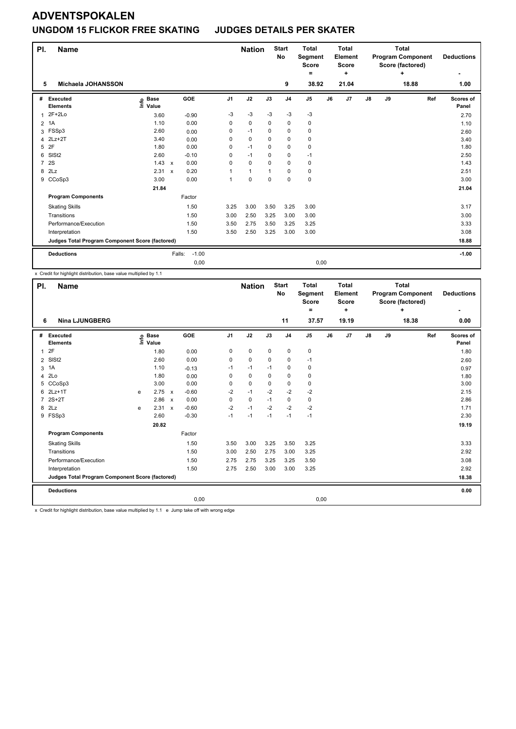# ADVENTSPOKALEN

## UNGDOM 15 FLICKOR FREE SKATING JUDGES DETAILS PER SKATER

| Pl. | Name | Nation | Start No | Total Segment Score = | Total Element Score + | Total Program Component Score (factored) + | Deductions - |
|---|---|---|---|---|---|---|---|
| 5 | Michaela JOHANSSON | | 9 | 38.92 | 21.04 | 18.88 | 1.00 |

| # | Executed Elements | Info | Base Value | | GOE | J1 | J2 | J3 | J4 | J5 | J6 | J7 | J8 | J9 | Ref | Scores of Panel |
|---|---|---|---|---|---|---|---|---|---|---|---|---|---|---|---|---|
| 1 | 2F+2Lo | | 3.60 | | -0.90 | -3 | -3 | -3 | -3 | -3 | | | | | | 2.70 |
| 2 | 1A | | 1.10 | | 0.00 | 0 | 0 | 0 | 0 | 0 | | | | | | 1.10 |
| 3 | FSSp3 | | 2.60 | | 0.00 | 0 | -1 | 0 | 0 | 0 | | | | | | 2.60 |
| 4 | 2Lz+2T | | 3.40 | | 0.00 | 0 | 0 | 0 | 0 | 0 | | | | | | 3.40 |
| 5 | 2F | | 1.80 | | 0.00 | 0 | -1 | 0 | 0 | 0 | | | | | | 1.80 |
| 6 | SlSt2 | | 2.60 | | -0.10 | 0 | -1 | 0 | 0 | -1 | | | | | | 2.50 |
| 7 | 2S | | 1.43 | x | 0.00 | 0 | 0 | 0 | 0 | 0 | | | | | | 1.43 |
| 8 | 2Lz | | 2.31 | x | 0.20 | 1 | 1 | 1 | 0 | 0 | | | | | | 2.51 |
| 9 | CCoSp3 | | 3.00 | | 0.00 | 1 | 0 | 0 | 0 | 0 | | | | | | 3.00 |
| | | | 21.84 | | | | | | | | | | | | | 21.04 |
| | **Program Components** | | | | Factor | | | | | | | | | | | |
| | Skating Skills | | | | 1.50 | 3.25 | 3.00 | 3.50 | 3.25 | 3.00 | | | | | | 3.17 |
| | Transitions | | | | 1.50 | 3.00 | 2.50 | 3.25 | 3.00 | 3.00 | | | | | | 3.00 |
| | Performance/Execution | | | | 1.50 | 3.50 | 2.75 | 3.50 | 3.25 | 3.25 | | | | | | 3.33 |
| | Interpretation | | | | 1.50 | 3.50 | 2.50 | 3.25 | 3.00 | 3.00 | | | | | | 3.08 |
| | **Judges Total Program Component Score (factored)** | | | | | | | | | | | | | | | 18.88 |
| | **Deductions** | | | | Falls: -1.00 | | | | | | | | | | | -1.00 |
| | | | | | 0,00 | | | | | 0,00 | | | | | | |

x Credit for highlight distribution, base value multiplied by 1.1

| Pl. | Name | Nation | Start No | Total Segment Score = | Total Element Score + | Total Program Component Score (factored) + | Deductions - |
|---|---|---|---|---|---|---|---|
| 6 | Nina LJUNGBERG | | 11 | 37.57 | 19.19 | 18.38 | 0.00 |

| # | Executed Elements | Info | Base Value | | GOE | J1 | J2 | J3 | J4 | J5 | J6 | J7 | J8 | J9 | Ref | Scores of Panel |
|---|---|---|---|---|---|---|---|---|---|---|---|---|---|---|---|---|
| 1 | 2F | | 1.80 | | 0.00 | 0 | 0 | 0 | 0 | 0 | | | | | | 1.80 |
| 2 | SlSt2 | | 2.60 | | 0.00 | 0 | 0 | 0 | 0 | -1 | | | | | | 2.60 |
| 3 | 1A | | 1.10 | | -0.13 | -1 | -1 | -1 | 0 | 0 | | | | | | 0.97 |
| 4 | 2Lo | | 1.80 | | 0.00 | 0 | 0 | 0 | 0 | 0 | | | | | | 1.80 |
| 5 | CCoSp3 | | 3.00 | | 0.00 | 0 | 0 | 0 | 0 | 0 | | | | | | 3.00 |
| 6 | 2Lz+1T | e | 2.75 | x | -0.60 | -2 | -1 | -2 | -2 | -2 | | | | | | 2.15 |
| 7 | 2S+2T | | 2.86 | x | 0.00 | 0 | 0 | -1 | 0 | 0 | | | | | | 2.86 |
| 8 | 2Lz | e | 2.31 | x | -0.60 | -2 | -1 | -2 | -2 | -2 | | | | | | 1.71 |
| 9 | FSSp3 | | 2.60 | | -0.30 | -1 | -1 | -1 | -1 | -1 | | | | | | 2.30 |
| | | | 20.82 | | | | | | | | | | | | | 19.19 |
| | **Program Components** | | | | Factor | | | | | | | | | | | |
| | Skating Skills | | | | 1.50 | 3.50 | 3.00 | 3.25 | 3.50 | 3.25 | | | | | | 3.33 |
| | Transitions | | | | 1.50 | 3.00 | 2.50 | 2.75 | 3.00 | 3.25 | | | | | | 2.92 |
| | Performance/Execution | | | | 1.50 | 2.75 | 2.75 | 3.25 | 3.25 | 3.50 | | | | | | 3.08 |
| | Interpretation | | | | 1.50 | 2.75 | 2.50 | 3.00 | 3.00 | 3.25 | | | | | | 2.92 |
| | **Judges Total Program Component Score (factored)** | | | | | | | | | | | | | | | 18.38 |
| | **Deductions** | | | | | | | | | | | | | | | 0.00 |
| | | | | | 0,00 | | | | | 0,00 | | | | | | |

x Credit for highlight distribution, base value multiplied by 1.1 e Jump take off with wrong edge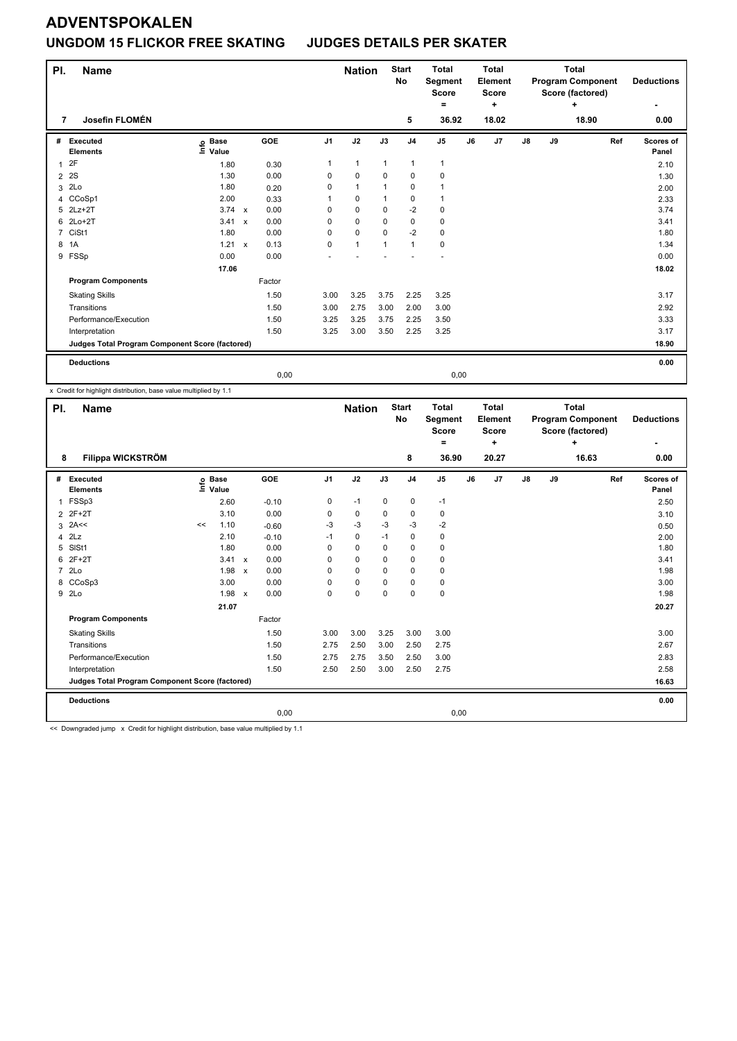# ADVENTSPOKALEN

## UNGDOM 15 FLICKOR FREE SKATING     JUDGES DETAILS PER SKATER

| Pl. | Name | Nation | Start No | Total Segment Score = | Total Element Score + | Total Program Component Score (factored) + | Deductions - |
|---|---|---|---|---|---|---|---|
| 7 | Josefin FLOMÉN | | 5 | 36.92 | 18.02 | 18.90 | 0.00 |

| # | Executed Elements | Info | Base Value | | GOE | J1 | J2 | J3 | J4 | J5 | J6 | J7 | J8 | J9 | Ref | Scores of Panel |
|---|---|---|---|---|---|---|---|---|---|---|---|---|---|---|---|---|
| 1 | 2F | | 1.80 | | 0.30 | 1 | 1 | 1 | 1 | 1 | | | | | | 2.10 |
| 2 | 2S | | 1.30 | | 0.00 | 0 | 0 | 0 | 0 | 0 | | | | | | 1.30 |
| 3 | 2Lo | | 1.80 | | 0.20 | 0 | 1 | 1 | 0 | 1 | | | | | | 2.00 |
| 4 | CCoSp1 | | 2.00 | | 0.33 | 1 | 0 | 1 | 0 | 1 | | | | | | 2.33 |
| 5 | 2Lz+2T | | 3.74 | x | 0.00 | 0 | 0 | 0 | -2 | 0 | | | | | | 3.74 |
| 6 | 2Lo+2T | | 3.41 | x | 0.00 | 0 | 0 | 0 | 0 | 0 | | | | | | 3.41 |
| 7 | CiSt1 | | 1.80 | | 0.00 | 0 | 0 | 0 | -2 | 0 | | | | | | 1.80 |
| 8 | 1A | | 1.21 | x | 0.13 | 0 | 1 | 1 | 1 | 0 | | | | | | 1.34 |
| 9 | FSSp | | 0.00 | | 0.00 | - | - | - | - | - | | | | | | 0.00 |
| | | | 17.06 | | | | | | | | | | | | | 18.02 |
| | **Program Components** | | | | Factor | | | | | | | | | | | |
| | Skating Skills | | | | 1.50 | 3.00 | 3.25 | 3.75 | 2.25 | 3.25 | | | | | | 3.17 |
| | Transitions | | | | 1.50 | 3.00 | 2.75 | 3.00 | 2.00 | 3.00 | | | | | | 2.92 |
| | Performance/Execution | | | | 1.50 | 3.25 | 3.25 | 3.75 | 2.25 | 3.50 | | | | | | 3.33 |
| | Interpretation | | | | 1.50 | 3.25 | 3.00 | 3.50 | 2.25 | 3.25 | | | | | | 3.17 |
| | **Judges Total Program Component Score (factored)** | | | | | | | | | | | | | | | 18.90 |
| | **Deductions** | | | | | | | | | | | | | | | 0.00 |
| | | | | | 0,00 | | | | | 0,00 | | | | | | |

x Credit for highlight distribution, base value multiplied by 1.1

| Pl. | Name | Nation | Start No | Total Segment Score = | Total Element Score + | Total Program Component Score (factored) + | Deductions - |
|---|---|---|---|---|---|---|---|
| 8 | Filippa WICKSTRÖM | | 8 | 36.90 | 20.27 | 16.63 | 0.00 |

| # | Executed Elements | Info | Base Value | | GOE | J1 | J2 | J3 | J4 | J5 | J6 | J7 | J8 | J9 | Ref | Scores of Panel |
|---|---|---|---|---|---|---|---|---|---|---|---|---|---|---|---|---|
| 1 | FSSp3 | | 2.60 | | -0.10 | 0 | -1 | 0 | 0 | -1 | | | | | | 2.50 |
| 2 | 2F+2T | | 3.10 | | 0.00 | 0 | 0 | 0 | 0 | 0 | | | | | | 3.10 |
| 3 | 2A<< | << | 1.10 | | -0.60 | -3 | -3 | -3 | -3 | -2 | | | | | | 0.50 |
| 4 | 2Lz | | 2.10 | | -0.10 | -1 | 0 | -1 | 0 | 0 | | | | | | 2.00 |
| 5 | SlSt1 | | 1.80 | | 0.00 | 0 | 0 | 0 | 0 | 0 | | | | | | 1.80 |
| 6 | 2F+2T | | 3.41 | x | 0.00 | 0 | 0 | 0 | 0 | 0 | | | | | | 3.41 |
| 7 | 2Lo | | 1.98 | x | 0.00 | 0 | 0 | 0 | 0 | 0 | | | | | | 1.98 |
| 8 | CCoSp3 | | 3.00 | | 0.00 | 0 | 0 | 0 | 0 | 0 | | | | | | 3.00 |
| 9 | 2Lo | | 1.98 | x | 0.00 | 0 | 0 | 0 | 0 | 0 | | | | | | 1.98 |
| | | | 21.07 | | | | | | | | | | | | | 20.27 |
| | **Program Components** | | | | Factor | | | | | | | | | | | |
| | Skating Skills | | | | 1.50 | 3.00 | 3.00 | 3.25 | 3.00 | 3.00 | | | | | | 3.00 |
| | Transitions | | | | 1.50 | 2.75 | 2.50 | 3.00 | 2.50 | 2.75 | | | | | | 2.67 |
| | Performance/Execution | | | | 1.50 | 2.75 | 2.75 | 3.50 | 2.50 | 3.00 | | | | | | 2.83 |
| | Interpretation | | | | 1.50 | 2.50 | 2.50 | 3.00 | 2.50 | 2.75 | | | | | | 2.58 |
| | **Judges Total Program Component Score (factored)** | | | | | | | | | | | | | | | 16.63 |
| | **Deductions** | | | | | | | | | | | | | | | 0.00 |
| | | | | | 0,00 | | | | | 0,00 | | | | | | |

<< Downgraded jump   x Credit for highlight distribution, base value multiplied by 1.1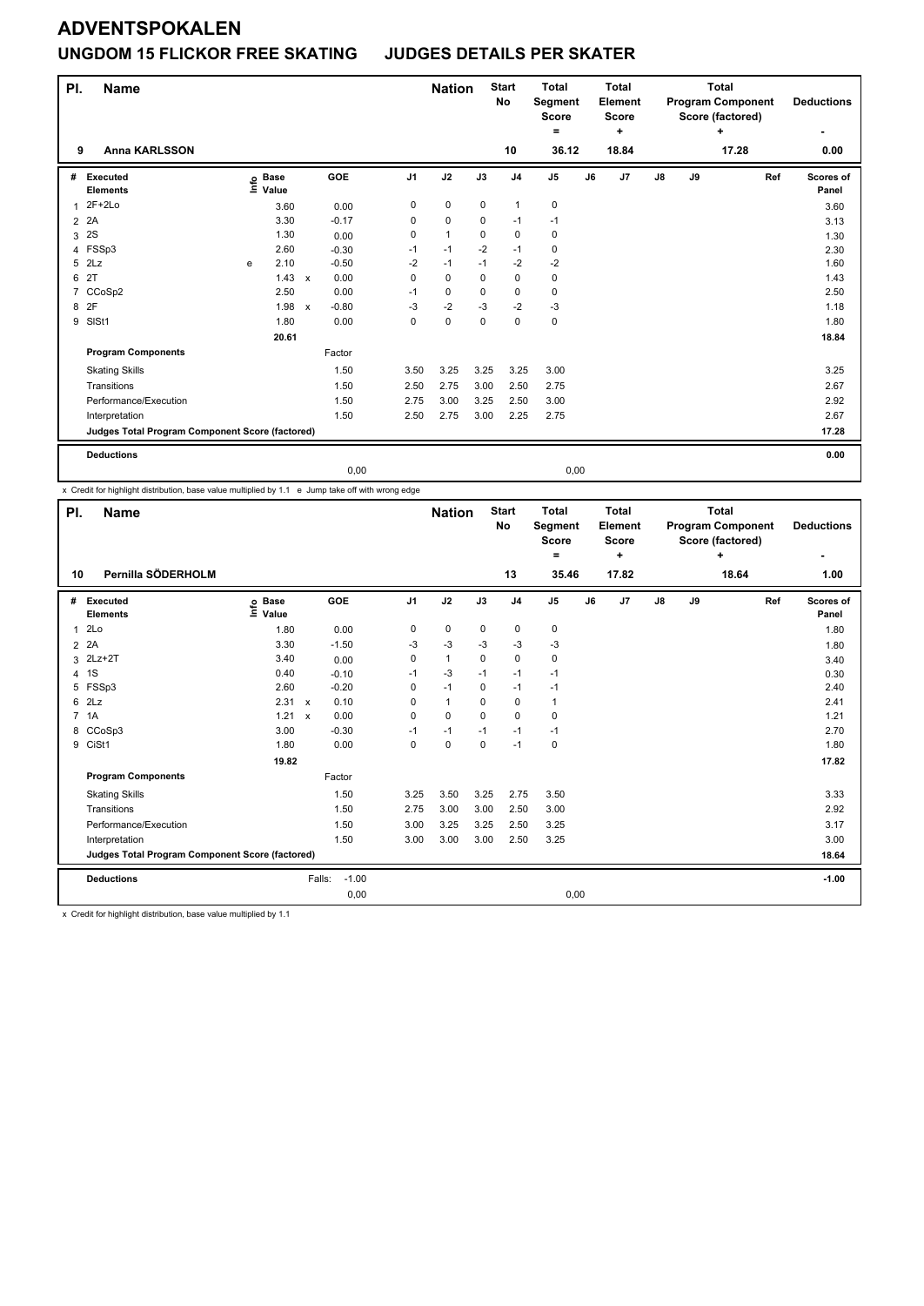# ADVENTSPOKALEN

## UNGDOM 15 FLICKOR FREE SKATING JUDGES DETAILS PER SKATER

| Pl. | Name | Nation | Start No | Total Segment Score = | Total Element Score + | Total Program Component Score (factored) + | Deductions - |
|---|---|---|---|---|---|---|---|
| 9 | Anna KARLSSON | | 10 | 36.12 | 18.84 | 17.28 | 0.00 |

| # | Executed Elements | Info | Base Value | | GOE | J1 | J2 | J3 | J4 | J5 | J6 | J7 | J8 | J9 | Ref | Scores of Panel |
|---|---|---|---|---|---|---|---|---|---|---|---|---|---|---|---|---|
| 1 | 2F+2Lo | | 3.60 | | 0.00 | 0 | 0 | 0 | 1 | 0 | | | | | | 3.60 |
| 2 | 2A | | 3.30 | | -0.17 | 0 | 0 | 0 | -1 | -1 | | | | | | 3.13 |
| 3 | 2S | | 1.30 | | 0.00 | 0 | 1 | 0 | 0 | 0 | | | | | | 1.30 |
| 4 | FSSp3 | | 2.60 | | -0.30 | -1 | -1 | -2 | -1 | 0 | | | | | | 2.30 |
| 5 | 2Lz | e | 2.10 | | -0.50 | -2 | -1 | -1 | -2 | -2 | | | | | | 1.60 |
| 6 | 2T | | 1.43 | x | 0.00 | 0 | 0 | 0 | 0 | 0 | | | | | | 1.43 |
| 7 | CCoSp2 | | 2.50 | | 0.00 | -1 | 0 | 0 | 0 | 0 | | | | | | 2.50 |
| 8 | 2F | | 1.98 | x | -0.80 | -3 | -2 | -3 | -2 | -3 | | | | | | 1.18 |
| 9 | SlSt1 | | 1.80 | | 0.00 | 0 | 0 | 0 | 0 | 0 | | | | | | 1.80 |
| | | | 20.61 | | | | | | | | | | | | | 18.84 |
| | **Program Components** | | | | Factor | | | | | | | | | | | |
| | Skating Skills | | | | 1.50 | 3.50 | 3.25 | 3.25 | 3.25 | 3.00 | | | | | | 3.25 |
| | Transitions | | | | 1.50 | 2.50 | 2.75 | 3.00 | 2.50 | 2.75 | | | | | | 2.67 |
| | Performance/Execution | | | | 1.50 | 2.75 | 3.00 | 3.25 | 2.50 | 3.00 | | | | | | 2.92 |
| | Interpretation | | | | 1.50 | 2.50 | 2.75 | 3.00 | 2.25 | 2.75 | | | | | | 2.67 |
| | **Judges Total Program Component Score (factored)** | | | | | | | | | | | | | | | 17.28 |
| | **Deductions** | | | | | | | | | | | | | | | 0.00 |
| | | | | | 0,00 | | | | | 0,00 | | | | | | |

x Credit for highlight distribution, base value multiplied by 1.1 e Jump take off with wrong edge

| Pl. | Name | Nation | Start No | Total Segment Score = | Total Element Score + | Total Program Component Score (factored) + | Deductions - |
|---|---|---|---|---|---|---|---|
| 10 | Pernilla SÖDERHOLM | | 13 | 35.46 | 17.82 | 18.64 | 1.00 |

| # | Executed Elements | Info | Base Value | | GOE | J1 | J2 | J3 | J4 | J5 | J6 | J7 | J8 | J9 | Ref | Scores of Panel |
|---|---|---|---|---|---|---|---|---|---|---|---|---|---|---|---|---|
| 1 | 2Lo | | 1.80 | | 0.00 | 0 | 0 | 0 | 0 | 0 | | | | | | 1.80 |
| 2 | 2A | | 3.30 | | -1.50 | -3 | -3 | -3 | -3 | -3 | | | | | | 1.80 |
| 3 | 2Lz+2T | | 3.40 | | 0.00 | 0 | 1 | 0 | 0 | 0 | | | | | | 3.40 |
| 4 | 1S | | 0.40 | | -0.10 | -1 | -3 | -1 | -1 | -1 | | | | | | 0.30 |
| 5 | FSSp3 | | 2.60 | | -0.20 | 0 | -1 | 0 | -1 | -1 | | | | | | 2.40 |
| 6 | 2Lz | | 2.31 | x | 0.10 | 0 | 1 | 0 | 0 | 1 | | | | | | 2.41 |
| 7 | 1A | | 1.21 | x | 0.00 | 0 | 0 | 0 | 0 | 0 | | | | | | 1.21 |
| 8 | CCoSp3 | | 3.00 | | -0.30 | -1 | -1 | -1 | -1 | -1 | | | | | | 2.70 |
| 9 | CiSt1 | | 1.80 | | 0.00 | 0 | 0 | 0 | -1 | 0 | | | | | | 1.80 |
| | | | 19.82 | | | | | | | | | | | | | 17.82 |
| | **Program Components** | | | | Factor | | | | | | | | | | | |
| | Skating Skills | | | | 1.50 | 3.25 | 3.50 | 3.25 | 2.75 | 3.50 | | | | | | 3.33 |
| | Transitions | | | | 1.50 | 2.75 | 3.00 | 3.00 | 2.50 | 3.00 | | | | | | 2.92 |
| | Performance/Execution | | | | 1.50 | 3.00 | 3.25 | 3.25 | 2.50 | 3.25 | | | | | | 3.17 |
| | Interpretation | | | | 1.50 | 3.00 | 3.00 | 3.00 | 2.50 | 3.25 | | | | | | 3.00 |
| | **Judges Total Program Component Score (factored)** | | | | | | | | | | | | | | | 18.64 |
| | **Deductions** | | | Falls: | -1.00 | | | | | | | | | | | -1.00 |
| | | | | | 0,00 | | | | | 0,00 | | | | | | |

x Credit for highlight distribution, base value multiplied by 1.1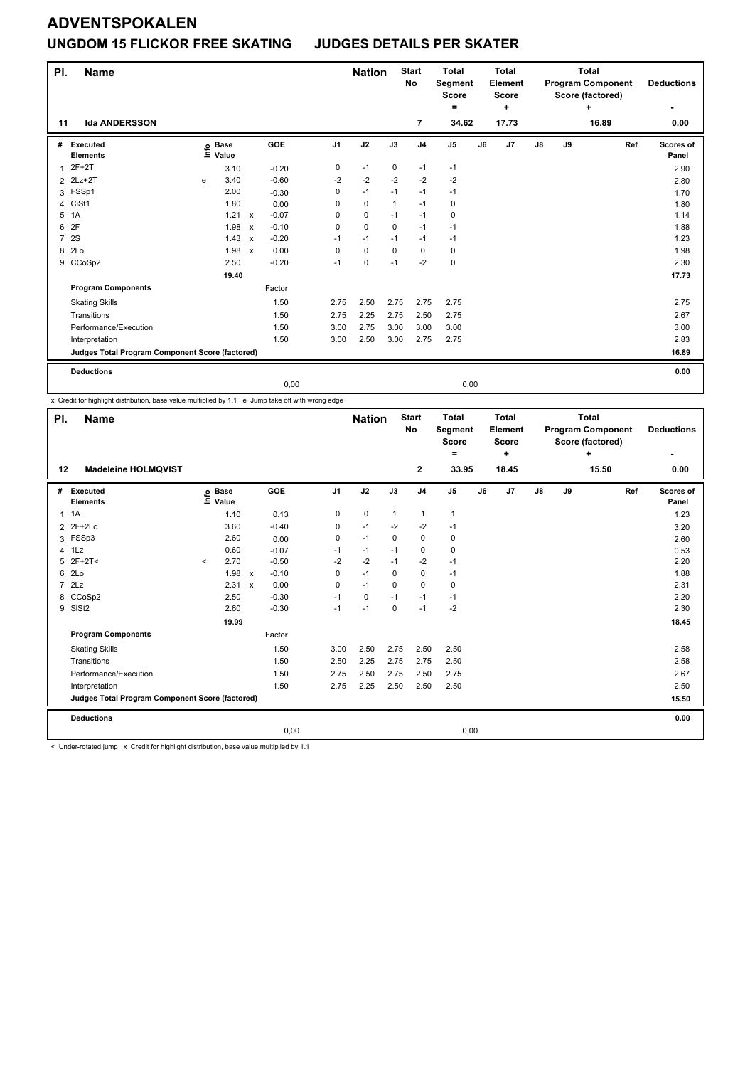# ADVENTSPOKALEN

## UNGDOM 15 FLICKOR FREE SKATING JUDGES DETAILS PER SKATER

| Pl. | Name | Nation | Start No | Total Segment Score = | Total Element Score + | Total Program Component Score (factored) + | Deductions - |
|---|---|---|---|---|---|---|---|
| 11 | Ida ANDERSSON | | 7 | 34.62 | 17.73 | 16.89 | 0.00 |

| # | Executed Elements | Info | Base Value | | GOE | J1 | J2 | J3 | J4 | J5 | J6 | J7 | J8 | J9 | Ref | Scores of Panel |
|---|---|---|---|---|---|---|---|---|---|---|---|---|---|---|---|---|
| 1 | 2F+2T | | 3.10 | | -0.20 | 0 | -1 | 0 | -1 | -1 | | | | | | 2.90 |
| 2 | 2Lz+2T | e | 3.40 | | -0.60 | -2 | -2 | -2 | -2 | -2 | | | | | | 2.80 |
| 3 | FSSp1 | | 2.00 | | -0.30 | 0 | -1 | -1 | -1 | -1 | | | | | | 1.70 |
| 4 | CiSt1 | | 1.80 | | 0.00 | 0 | 0 | 1 | -1 | 0 | | | | | | 1.80 |
| 5 | 1A | | 1.21 | x | -0.07 | 0 | 0 | -1 | -1 | 0 | | | | | | 1.14 |
| 6 | 2F | | 1.98 | x | -0.10 | 0 | 0 | 0 | -1 | -1 | | | | | | 1.88 |
| 7 | 2S | | 1.43 | x | -0.20 | -1 | -1 | -1 | -1 | -1 | | | | | | 1.23 |
| 8 | 2Lo | | 1.98 | x | 0.00 | 0 | 0 | 0 | 0 | 0 | | | | | | 1.98 |
| 9 | CCoSp2 | | 2.50 | | -0.20 | -1 | 0 | -1 | -2 | 0 | | | | | | 2.30 |
| | | | 19.40 | | | | | | | | | | | | | 17.73 |
| | **Program Components** | | | | Factor | | | | | | | | | | | |
| | Skating Skills | | | | 1.50 | 2.75 | 2.50 | 2.75 | 2.75 | 2.75 | | | | | | 2.75 |
| | Transitions | | | | 1.50 | 2.75 | 2.25 | 2.75 | 2.50 | 2.75 | | | | | | 2.67 |
| | Performance/Execution | | | | 1.50 | 3.00 | 2.75 | 3.00 | 3.00 | 3.00 | | | | | | 3.00 |
| | Interpretation | | | | 1.50 | 3.00 | 2.50 | 3.00 | 2.75 | 2.75 | | | | | | 2.83 |
| | **Judges Total Program Component Score (factored)** | | | | | | | | | | | | | | | 16.89 |
| | **Deductions** | | | | 0,00 | | | | | 0,00 | | | | | | 0.00 |

x Credit for highlight distribution, base value multiplied by 1.1 e Jump take off with wrong edge

| Pl. | Name | Nation | Start No | Total Segment Score = | Total Element Score + | Total Program Component Score (factored) + | Deductions - |
|---|---|---|---|---|---|---|---|
| 12 | Madeleine HOLMQVIST | | 2 | 33.95 | 18.45 | 15.50 | 0.00 |

| # | Executed Elements | Info | Base Value | | GOE | J1 | J2 | J3 | J4 | J5 | J6 | J7 | J8 | J9 | Ref | Scores of Panel |
|---|---|---|---|---|---|---|---|---|---|---|---|---|---|---|---|---|
| 1 | 1A | | 1.10 | | 0.13 | 0 | 0 | 1 | 1 | 1 | | | | | | 1.23 |
| 2 | 2F+2Lo | | 3.60 | | -0.40 | 0 | -1 | -2 | -2 | -1 | | | | | | 3.20 |
| 3 | FSSp3 | | 2.60 | | 0.00 | 0 | -1 | 0 | 0 | 0 | | | | | | 2.60 |
| 4 | 1Lz | | 0.60 | | -0.07 | -1 | -1 | -1 | 0 | 0 | | | | | | 0.53 |
| 5 | 2F+2T< | < | 2.70 | | -0.50 | -2 | -2 | -1 | -2 | -1 | | | | | | 2.20 |
| 6 | 2Lo | | 1.98 | x | -0.10 | 0 | -1 | 0 | 0 | -1 | | | | | | 1.88 |
| 7 | 2Lz | | 2.31 | x | 0.00 | 0 | -1 | 0 | 0 | 0 | | | | | | 2.31 |
| 8 | CCoSp2 | | 2.50 | | -0.30 | -1 | 0 | -1 | -1 | -1 | | | | | | 2.20 |
| 9 | SlSt2 | | 2.60 | | -0.30 | -1 | -1 | 0 | -1 | -2 | | | | | | 2.30 |
| | | | 19.99 | | | | | | | | | | | | | 18.45 |
| | **Program Components** | | | | Factor | | | | | | | | | | | |
| | Skating Skills | | | | 1.50 | 3.00 | 2.50 | 2.75 | 2.50 | 2.50 | | | | | | 2.58 |
| | Transitions | | | | 1.50 | 2.50 | 2.25 | 2.75 | 2.75 | 2.50 | | | | | | 2.58 |
| | Performance/Execution | | | | 1.50 | 2.75 | 2.50 | 2.75 | 2.50 | 2.75 | | | | | | 2.67 |
| | Interpretation | | | | 1.50 | 2.75 | 2.25 | 2.50 | 2.50 | 2.50 | | | | | | 2.50 |
| | **Judges Total Program Component Score (factored)** | | | | | | | | | | | | | | | 15.50 |
| | **Deductions** | | | | 0,00 | | | | | 0,00 | | | | | | 0.00 |

< Under-rotated jump x Credit for highlight distribution, base value multiplied by 1.1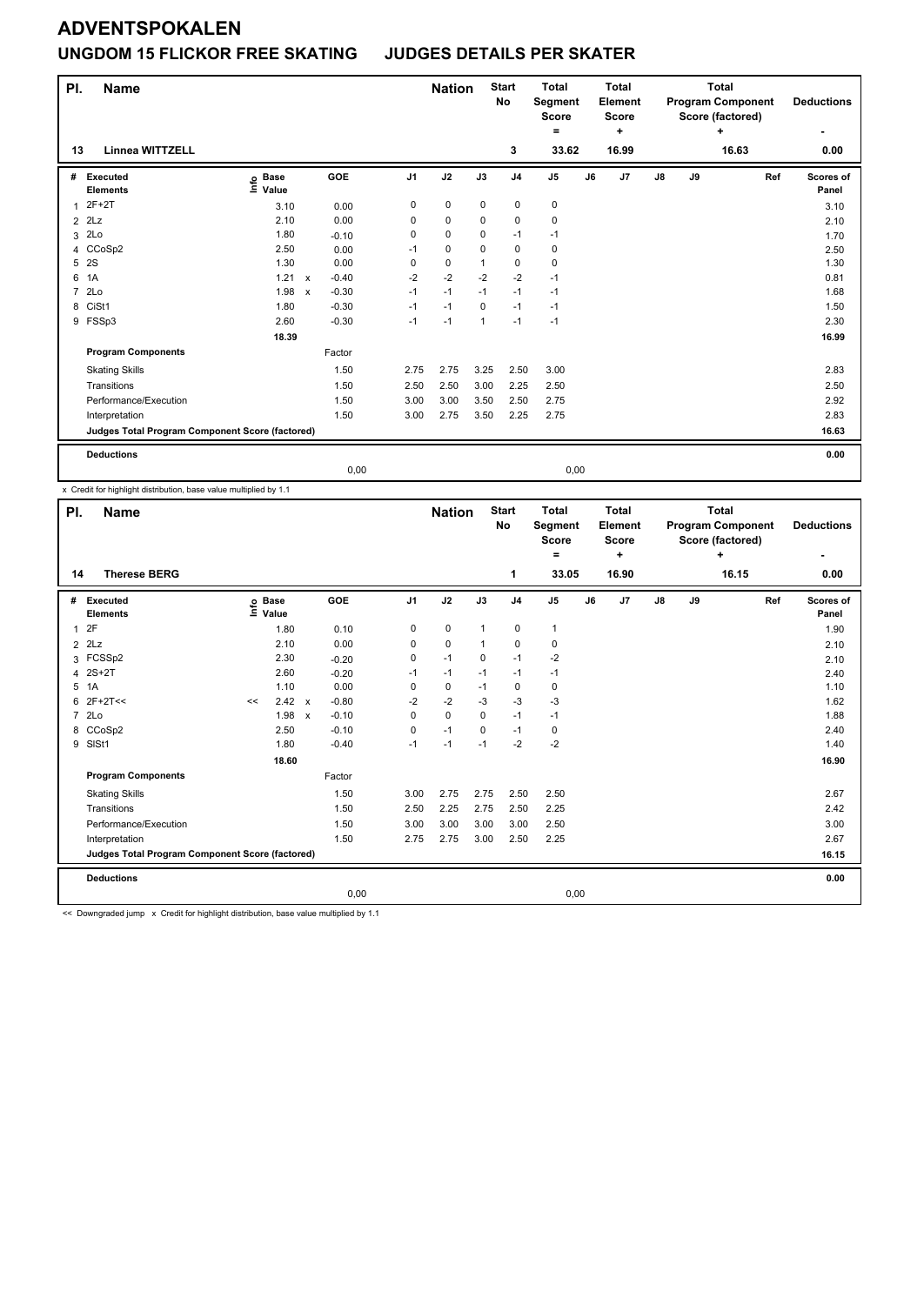# ADVENTSPOKALEN

## UNGDOM 15 FLICKOR FREE SKATING JUDGES DETAILS PER SKATER

| Pl. | Name | Nation | Start No | Total Segment Score = | Total Element Score + | Total Program Component Score (factored) + | Deductions - |
|---|---|---|---|---|---|---|---|
| 13 | Linnea WITTZELL | | 3 | 33.62 | 16.99 | 16.63 | 0.00 |

| # | Executed Elements | Info | Base Value | | GOE | J1 | J2 | J3 | J4 | J5 | J6 | J7 | J8 | J9 | Ref | Scores of Panel |
|---|---|---|---|---|---|---|---|---|---|---|---|---|---|---|---|---|
| 1 | 2F+2T | | 3.10 | | 0.00 | 0 | 0 | 0 | 0 | 0 | | | | | | 3.10 |
| 2 | 2Lz | | 2.10 | | 0.00 | 0 | 0 | 0 | 0 | 0 | | | | | | 2.10 |
| 3 | 2Lo | | 1.80 | | -0.10 | 0 | 0 | 0 | -1 | -1 | | | | | | 1.70 |
| 4 | CCoSp2 | | 2.50 | | 0.00 | -1 | 0 | 0 | 0 | 0 | | | | | | 2.50 |
| 5 | 2S | | 1.30 | | 0.00 | 0 | 0 | 1 | 0 | 0 | | | | | | 1.30 |
| 6 | 1A | | 1.21 | x | -0.40 | -2 | -2 | -2 | -2 | -1 | | | | | | 0.81 |
| 7 | 2Lo | | 1.98 | x | -0.30 | -1 | -1 | -1 | -1 | -1 | | | | | | 1.68 |
| 8 | CiSt1 | | 1.80 | | -0.30 | -1 | -1 | 0 | -1 | -1 | | | | | | 1.50 |
| 9 | FSSp3 | | 2.60 | | -0.30 | -1 | -1 | 1 | -1 | -1 | | | | | | 2.30 |
| | | | 18.39 | | | | | | | | | | | | | 16.99 |
| | **Program Components** | | | | Factor | | | | | | | | | | | |
| | Skating Skills | | | | 1.50 | 2.75 | 2.75 | 3.25 | 2.50 | 3.00 | | | | | | 2.83 |
| | Transitions | | | | 1.50 | 2.50 | 2.50 | 3.00 | 2.25 | 2.50 | | | | | | 2.50 |
| | Performance/Execution | | | | 1.50 | 3.00 | 3.00 | 3.50 | 2.50 | 2.75 | | | | | | 2.92 |
| | Interpretation | | | | 1.50 | 3.00 | 2.75 | 3.50 | 2.25 | 2.75 | | | | | | 2.83 |
| | **Judges Total Program Component Score (factored)** | | | | | | | | | | | | | | | 16.63 |
| | **Deductions** | | | | | | | | | | | | | | | 0.00 |
| | | | | | 0,00 | | | | | 0,00 | | | | | | |

x Credit for highlight distribution, base value multiplied by 1.1

| Pl. | Name | Nation | Start No | Total Segment Score = | Total Element Score + | Total Program Component Score (factored) + | Deductions - |
|---|---|---|---|---|---|---|---|
| 14 | Therese BERG | | 1 | 33.05 | 16.90 | 16.15 | 0.00 |

| # | Executed Elements | Info | Base Value | | GOE | J1 | J2 | J3 | J4 | J5 | J6 | J7 | J8 | J9 | Ref | Scores of Panel |
|---|---|---|---|---|---|---|---|---|---|---|---|---|---|---|---|---|
| 1 | 2F | | 1.80 | | 0.10 | 0 | 0 | 1 | 0 | 1 | | | | | | 1.90 |
| 2 | 2Lz | | 2.10 | | 0.00 | 0 | 0 | 1 | 0 | 0 | | | | | | 2.10 |
| 3 | FCSSp2 | | 2.30 | | -0.20 | 0 | -1 | 0 | -1 | -2 | | | | | | 2.10 |
| 4 | 2S+2T | | 2.60 | | -0.20 | -1 | -1 | -1 | -1 | -1 | | | | | | 2.40 |
| 5 | 1A | | 1.10 | | 0.00 | 0 | 0 | -1 | 0 | 0 | | | | | | 1.10 |
| 6 | 2F+2T<< | << | 2.42 | x | -0.80 | -2 | -2 | -3 | -3 | -3 | | | | | | 1.62 |
| 7 | 2Lo | | 1.98 | x | -0.10 | 0 | 0 | 0 | -1 | -1 | | | | | | 1.88 |
| 8 | CCoSp2 | | 2.50 | | -0.10 | 0 | -1 | 0 | -1 | 0 | | | | | | 2.40 |
| 9 | SlSt1 | | 1.80 | | -0.40 | -1 | -1 | -1 | -2 | -2 | | | | | | 1.40 |
| | | | 18.60 | | | | | | | | | | | | | 16.90 |
| | **Program Components** | | | | Factor | | | | | | | | | | | |
| | Skating Skills | | | | 1.50 | 3.00 | 2.75 | 2.75 | 2.50 | 2.50 | | | | | | 2.67 |
| | Transitions | | | | 1.50 | 2.50 | 2.25 | 2.75 | 2.50 | 2.25 | | | | | | 2.42 |
| | Performance/Execution | | | | 1.50 | 3.00 | 3.00 | 3.00 | 3.00 | 2.50 | | | | | | 3.00 |
| | Interpretation | | | | 1.50 | 2.75 | 2.75 | 3.00 | 2.50 | 2.25 | | | | | | 2.67 |
| | **Judges Total Program Component Score (factored)** | | | | | | | | | | | | | | | 16.15 |
| | **Deductions** | | | | | | | | | | | | | | | 0.00 |
| | | | | | 0,00 | | | | | 0,00 | | | | | | |

<< Downgraded jump x Credit for highlight distribution, base value multiplied by 1.1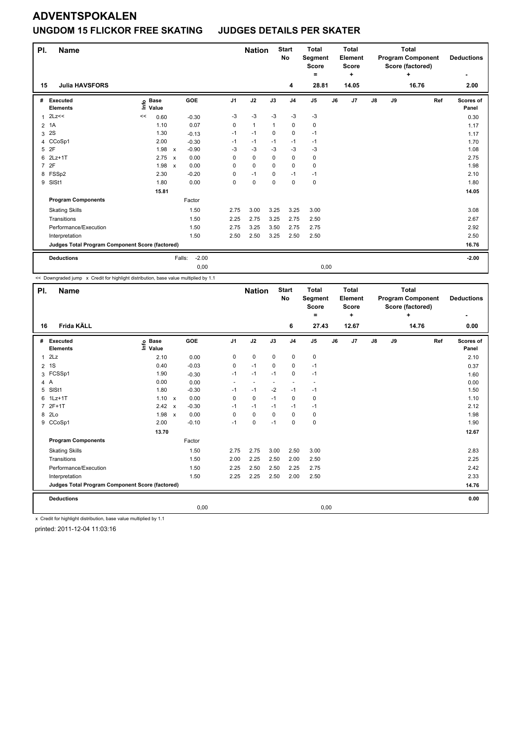# ADVENTSPOKALEN

## UNGDOM 15 FLICKOR FREE SKATING JUDGES DETAILS PER SKATER

| Pl. | Name | | Nation | Start No | Total Segment Score = | Total Element Score + | Total Program Component Score (factored) + | Deductions - |
|---|---|---|---|---|---|---|---|---|
| 15 | Julia HAVSFORS | | | 4 | 28.81 | 14.05 | 16.76 | 2.00 |

| # | Executed Elements | Info | Base Value | | GOE | J1 | J2 | J3 | J4 | J5 | J6 | J7 | J8 | J9 | Ref | Scores of Panel |
|---|---|---|---|---|---|---|---|---|---|---|---|---|---|---|---|---|
| 1 | 2Lz<< | << | 0.60 | | -0.30 | -3 | -3 | -3 | -3 | -3 | | | | | | 0.30 |
| 2 | 1A | | 1.10 | | 0.07 | 0 | 1 | 1 | 0 | 0 | | | | | | 1.17 |
| 3 | 2S | | 1.30 | | -0.13 | -1 | -1 | 0 | 0 | -1 | | | | | | 1.17 |
| 4 | CCoSp1 | | 2.00 | | -0.30 | -1 | -1 | -1 | -1 | -1 | | | | | | 1.70 |
| 5 | 2F | | 1.98 | x | -0.90 | -3 | -3 | -3 | -3 | -3 | | | | | | 1.08 |
| 6 | 2Lz+1T | | 2.75 | x | 0.00 | 0 | 0 | 0 | 0 | 0 | | | | | | 2.75 |
| 7 | 2F | | 1.98 | x | 0.00 | 0 | 0 | 0 | 0 | 0 | | | | | | 1.98 |
| 8 | FSSp2 | | 2.30 | | -0.20 | 0 | -1 | 0 | -1 | -1 | | | | | | 2.10 |
| 9 | SlSt1 | | 1.80 | | 0.00 | 0 | 0 | 0 | 0 | 0 | | | | | | 1.80 |
| | | | 15.81 | | | | | | | | | | | | | 14.05 |
| | Program Components | | | | Factor | | | | | | | | | | | |
| | Skating Skills | | | | 1.50 | 2.75 | 3.00 | 3.25 | 3.25 | 3.00 | | | | | | 3.08 |
| | Transitions | | | | 1.50 | 2.25 | 2.75 | 3.25 | 2.75 | 2.50 | | | | | | 2.67 |
| | Performance/Execution | | | | 1.50 | 2.75 | 3.25 | 3.50 | 2.75 | 2.75 | | | | | | 2.92 |
| | Interpretation | | | | 1.50 | 2.50 | 2.50 | 3.25 | 2.50 | 2.50 | | | | | | 2.50 |
| | Judges Total Program Component Score (factored) | | | | | | | | | | | | | | | 16.76 |
| | Deductions | | | Falls: | -2.00 | | | | | | | | | | | -2.00 |
| | | | | | 0,00 | | | | | 0,00 | | | | | | |

<< Downgraded jump x Credit for highlight distribution, base value multiplied by 1.1

| Pl. | Name | | Nation | Start No | Total Segment Score = | Total Element Score + | Total Program Component Score (factored) + | Deductions - |
|---|---|---|---|---|---|---|---|---|
| 16 | Frida KÄLL | | | 6 | 27.43 | 12.67 | 14.76 | 0.00 |

| # | Executed Elements | Info | Base Value | | GOE | J1 | J2 | J3 | J4 | J5 | J6 | J7 | J8 | J9 | Ref | Scores of Panel |
|---|---|---|---|---|---|---|---|---|---|---|---|---|---|---|---|---|
| 1 | 2Lz | | 2.10 | | 0.00 | 0 | 0 | 0 | 0 | 0 | | | | | | 2.10 |
| 2 | 1S | | 0.40 | | -0.03 | 0 | -1 | 0 | 0 | -1 | | | | | | 0.37 |
| 3 | FCSSp1 | | 1.90 | | -0.30 | -1 | -1 | -1 | 0 | -1 | | | | | | 1.60 |
| 4 | A | | 0.00 | | 0.00 | - | - | - | - | - | | | | | | 0.00 |
| 5 | SlSt1 | | 1.80 | | -0.30 | -1 | -1 | -2 | -1 | -1 | | | | | | 1.50 |
| 6 | 1Lz+1T | | 1.10 | x | 0.00 | 0 | 0 | -1 | 0 | 0 | | | | | | 1.10 |
| 7 | 2F+1T | | 2.42 | x | -0.30 | -1 | -1 | -1 | -1 | -1 | | | | | | 2.12 |
| 8 | 2Lo | | 1.98 | x | 0.00 | 0 | 0 | 0 | 0 | 0 | | | | | | 1.98 |
| 9 | CCoSp1 | | 2.00 | | -0.10 | -1 | 0 | -1 | 0 | 0 | | | | | | 1.90 |
| | | | 13.70 | | | | | | | | | | | | | 12.67 |
| | Program Components | | | | Factor | | | | | | | | | | | |
| | Skating Skills | | | | 1.50 | 2.75 | 2.75 | 3.00 | 2.50 | 3.00 | | | | | | 2.83 |
| | Transitions | | | | 1.50 | 2.00 | 2.25 | 2.50 | 2.00 | 2.50 | | | | | | 2.25 |
| | Performance/Execution | | | | 1.50 | 2.25 | 2.50 | 2.50 | 2.25 | 2.75 | | | | | | 2.42 |
| | Interpretation | | | | 1.50 | 2.25 | 2.25 | 2.50 | 2.00 | 2.50 | | | | | | 2.33 |
| | Judges Total Program Component Score (factored) | | | | | | | | | | | | | | | 14.76 |
| | Deductions | | | | | | | | | | | | | | | 0.00 |
| | | | | | 0,00 | | | | | 0,00 | | | | | | |

x Credit for highlight distribution, base value multiplied by 1.1

printed: 2011-12-04 11:03:16